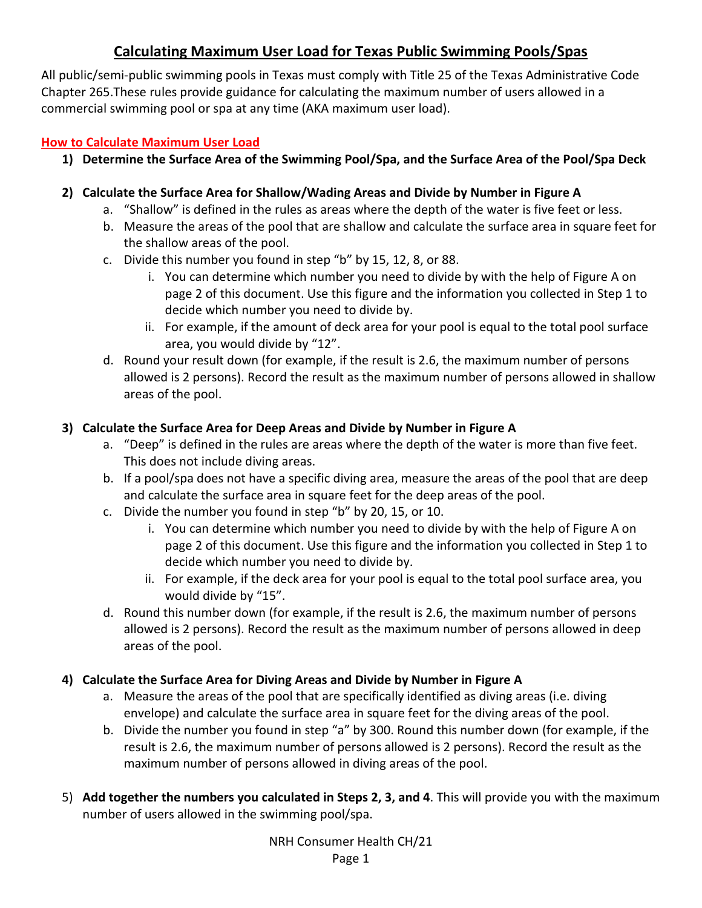# Calculating Maximum User Load for Texas Public Swimming Pools/Spas

All public/semi-public swimming pools in Texas must comply with Title 25 of the Texas Administrative Code Chapter 265.These rules provide guidance for calculating the maximum number of users allowed in a commercial swimming pool or spa at any time (AKA maximum user load).

## How to Calculate Maximum User Load

1) **Determine the Surface Area of the Swimming Pool/Spa, and the Surface Area of the Pool/Spa Deck**

2) **Calculate the Surface Area for Shallow/Wading Areas and Divide by Number in Figure A**
   a. "Shallow" is defined in the rules as areas where the depth of the water is five feet or less.
   b. Measure the areas of the pool that are shallow and calculate the surface area in square feet for the shallow areas of the pool.
   c. Divide this number you found in step "b" by 15, 12, 8, or 88.
      i. You can determine which number you need to divide by with the help of Figure A on page 2 of this document. Use this figure and the information you collected in Step 1 to decide which number you need to divide by.
      ii. For example, if the amount of deck area for your pool is equal to the total pool surface area, you would divide by "12".
   d. Round your result down (for example, if the result is 2.6, the maximum number of persons allowed is 2 persons). Record the result as the maximum number of persons allowed in shallow areas of the pool.

3) **Calculate the Surface Area for Deep Areas and Divide by Number in Figure A**
   a. "Deep" is defined in the rules are areas where the depth of the water is more than five feet. This does not include diving areas.
   b. If a pool/spa does not have a specific diving area, measure the areas of the pool that are deep and calculate the surface area in square feet for the deep areas of the pool.
   c. Divide the number you found in step "b" by 20, 15, or 10.
      i. You can determine which number you need to divide by with the help of Figure A on page 2 of this document. Use this figure and the information you collected in Step 1 to decide which number you need to divide by.
      ii. For example, if the deck area for your pool is equal to the total pool surface area, you would divide by "15".
   d. Round this number down (for example, if the result is 2.6, the maximum number of persons allowed is 2 persons). Record the result as the maximum number of persons allowed in deep areas of the pool.

4) **Calculate the Surface Area for Diving Areas and Divide by Number in Figure A**
   a. Measure the areas of the pool that are specifically identified as diving areas (i.e. diving envelope) and calculate the surface area in square feet for the diving areas of the pool.
   b. Divide the number you found in step "a" by 300. Round this number down (for example, if the result is 2.6, the maximum number of persons allowed is 2 persons). Record the result as the maximum number of persons allowed in diving areas of the pool.

5) **Add together the numbers you calculated in Steps 2, 3, and 4**. This will provide you with the maximum number of users allowed in the swimming pool/spa.

NRH Consumer Health CH/21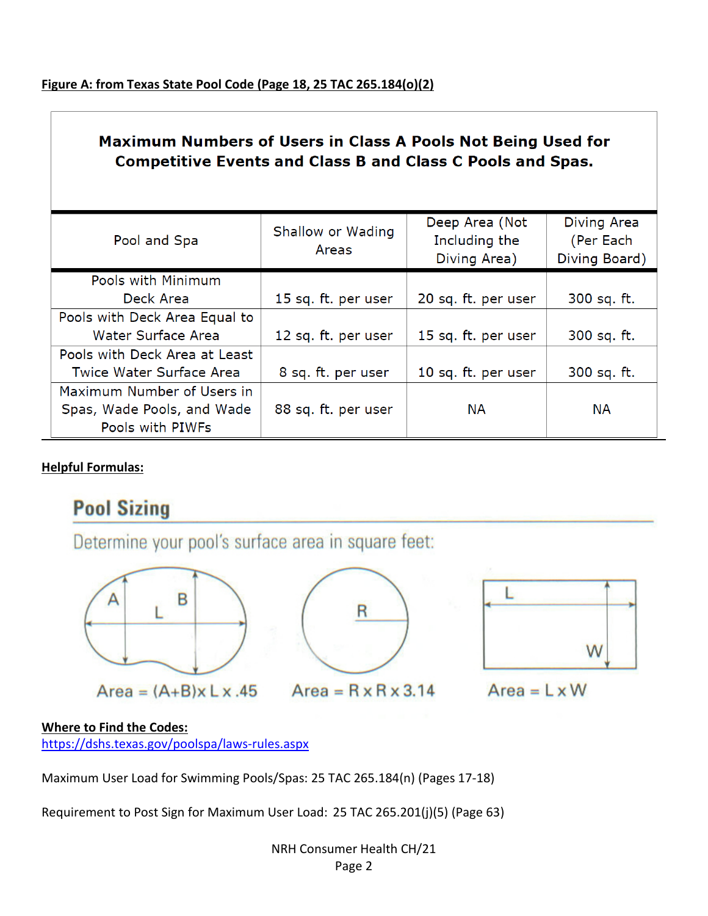**Figure A: from Texas State Pool Code (Page 18, 25 TAC 265.184(o)(2)**

**Maximum Numbers of Users in Class A Pools Not Being Used for Competitive Events and Class B and Class C Pools and Spas.**

| Pool and Spa | Shallow or Wading Areas | Deep Area (Not Including the Diving Area) | Diving Area (Per Each Diving Board) |
|---|---|---|---|
| Pools with Minimum Deck Area | 15 sq. ft. per user | 20 sq. ft. per user | 300 sq. ft. |
| Pools with Deck Area Equal to Water Surface Area | 12 sq. ft. per user | 15 sq. ft. per user | 300 sq. ft. |
| Pools with Deck Area at Least Twice Water Surface Area | 8 sq. ft. per user | 10 sq. ft. per user | 300 sq. ft. |
| Maximum Number of Users in Spas, Wade Pools, and Wade Pools with PIWFs | 88 sq. ft. per user | NA | NA |

**Helpful Formulas:**

## Pool Sizing

Determine your pool's surface area in square feet:

A
B
L

Area = (A+B) x L x .45

R

Area = R x R x 3.14

L
W

Area = L x W

**Where to Find the Codes:**
https://dshs.texas.gov/poolspa/laws-rules.aspx

Maximum User Load for Swimming Pools/Spas: 25 TAC 265.184(n) (Pages 17-18)

Requirement to Post Sign for Maximum User Load: 25 TAC 265.201(j)(5) (Page 63)

NRH Consumer Health CH/21